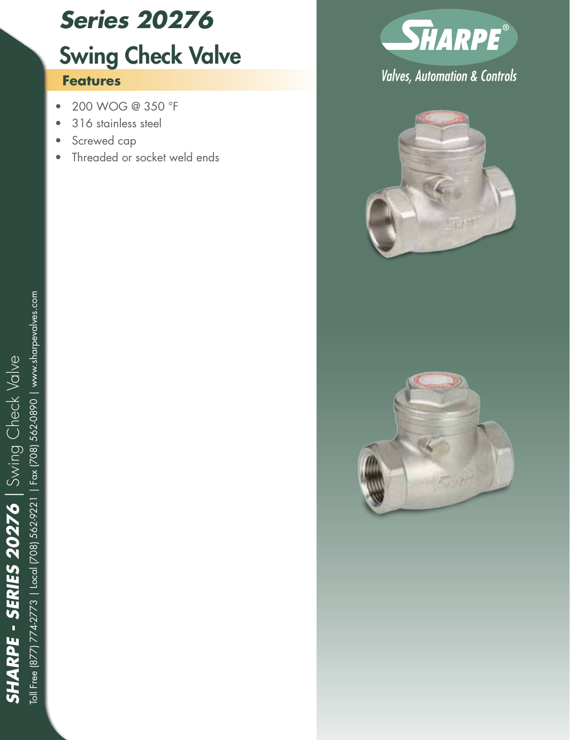# Series 20276

## Swing Check Valve

### Features

- 200 WOG @ 350 °F
- 316 stainless steel
- Screwed cap
- Threaded or socket weld ends

SHARPE®

Valves, Automation & Controls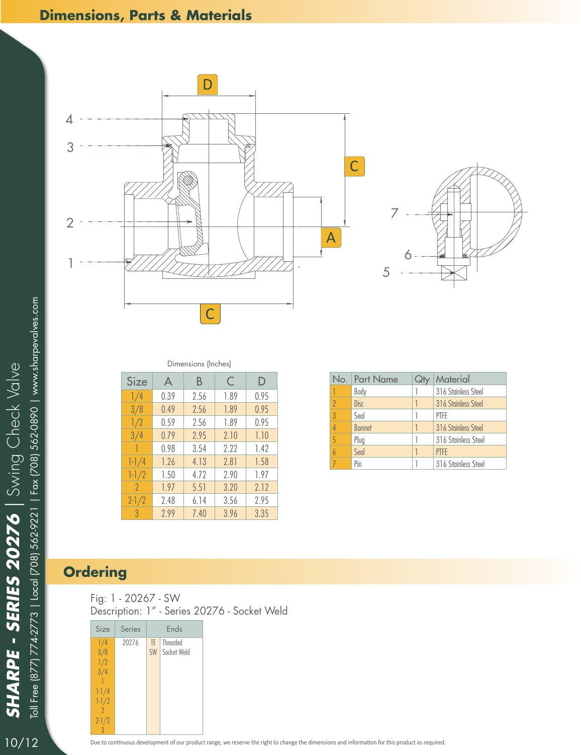## Dimensions, Parts & Materials

Dimensions (Inches)

| Size | A | B | C | D |
|---|---|---|---|---|
| 1/4 | 0.39 | 2.56 | 1.89 | 0.95 |
| 3/8 | 0.49 | 2.56 | 1.89 | 0.95 |
| 1/2 | 0.59 | 2.56 | 1.89 | 0.95 |
| 3/4 | 0.79 | 2.95 | 2.10 | 1.10 |
| 1 | 0.98 | 3.54 | 2.22 | 1.42 |
| 1-1/4 | 1.26 | 4.13 | 2.81 | 1.58 |
| 1-1/2 | 1.50 | 4.72 | 2.90 | 1.97 |
| 2 | 1.97 | 5.51 | 3.20 | 2.12 |
| 2-1/2 | 2.48 | 6.14 | 3.56 | 2.95 |
| 3 | 2.99 | 7.40 | 3.96 | 3.35 |

| No. | Part Name | Qty | Material |
|---|---|---|---|
| 1 | Body | 1 | 316 Stainless Steel |
| 2 | Disc | 1 | 316 Stainless Steel |
| 3 | Seal | 1 | PTFE |
| 4 | Bonnet | 1 | 316 Stainless Steel |
| 5 | Plug | 1 | 316 Stainless Steel |
| 6 | Seal | 1 | PTFE |
| 7 | Pin | 1 | 316 Stainless Steel |

## Ordering

Fig: 1 - 20267 - SW

Description: 1" - Series 20276 - Socket Weld

| Size | Series | Ends | |
|---|---|---|---|
| 1/4 | 20276 | TE | Threaded |
| 3/8 | | SW | Socket Weld |
| 1/2 | | | |
| 3/4 | | | |
| 1 | | | |
| 1-1/4 | | | |
| 1-1/2 | | | |
| 2 | | | |
| 2-1/2 | | | |
| 3 | | | |

Due to continuous development of our product range, we reserve the right to change the dimensions and information for this product as required.